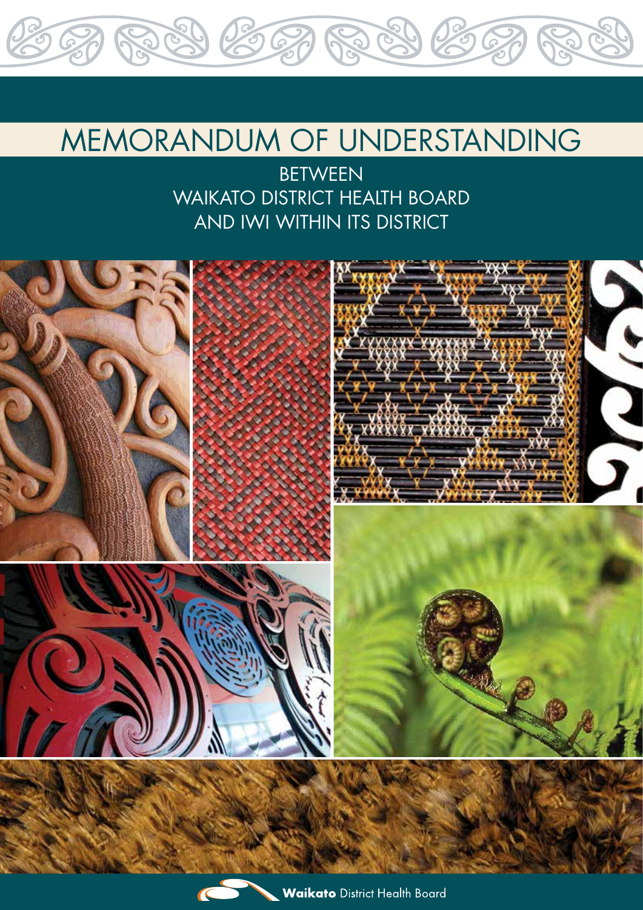# MEMORANDUM OF UNDERSTANDING

BETWEEN
WAIKATO DISTRICT HEALTH BOARD
AND IWI WITHIN ITS DISTRICT

**Waikato** District Health Board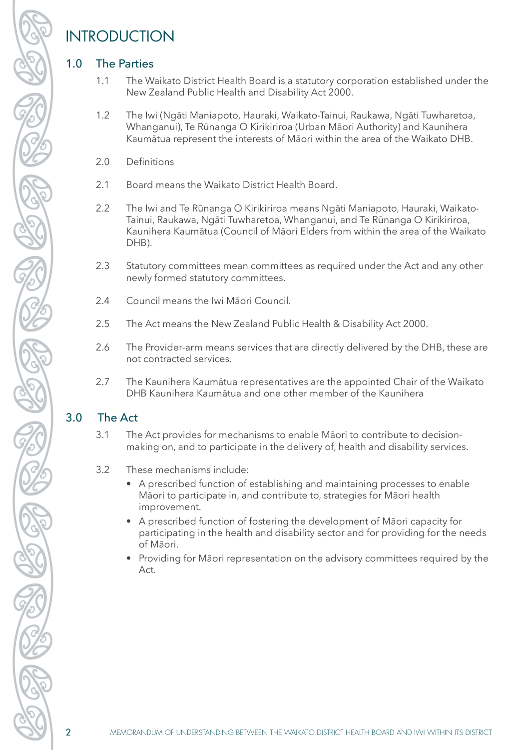# INTRODUCTION

## 1.0 The Parties

1.1 The Waikato District Health Board is a statutory corporation established under the New Zealand Public Health and Disability Act 2000.

1.2 The Iwi (Ngāti Maniapoto, Hauraki, Waikato-Tainui, Raukawa, Ngāti Tuwharetoa, Whanganui), Te Rūnanga O Kirikiriroa (Urban Māori Authority) and Kaunihera Kaumātua represent the interests of Māori within the area of the Waikato DHB.

2.0 Definitions

2.1 Board means the Waikato District Health Board.

2.2 The Iwi and Te Rūnanga O Kirikiriroa means Ngāti Maniapoto, Hauraki, Waikato-Tainui, Raukawa, Ngāti Tuwharetoa, Whanganui, and Te Rūnanga O Kirikiriroa, Kaunihera Kaumātua (Council of Māori Elders from within the area of the Waikato DHB).

2.3 Statutory committees mean committees as required under the Act and any other newly formed statutory committees.

2.4 Council means the Iwi Māori Council.

2.5 The Act means the New Zealand Public Health & Disability Act 2000.

2.6 The Provider-arm means services that are directly delivered by the DHB, these are not contracted services.

2.7 The Kaunihera Kaumātua representatives are the appointed Chair of the Waikato DHB Kaunihera Kaumātua and one other member of the Kaunihera

## 3.0 The Act

3.1 The Act provides for mechanisms to enable Māori to contribute to decision-making on, and to participate in the delivery of, health and disability services.

3.2 These mechanisms include:

- A prescribed function of establishing and maintaining processes to enable Māori to participate in, and contribute to, strategies for Māori health improvement.
- A prescribed function of fostering the development of Māori capacity for participating in the health and disability sector and for providing for the needs of Māori.
- Providing for Māori representation on the advisory committees required by the Act.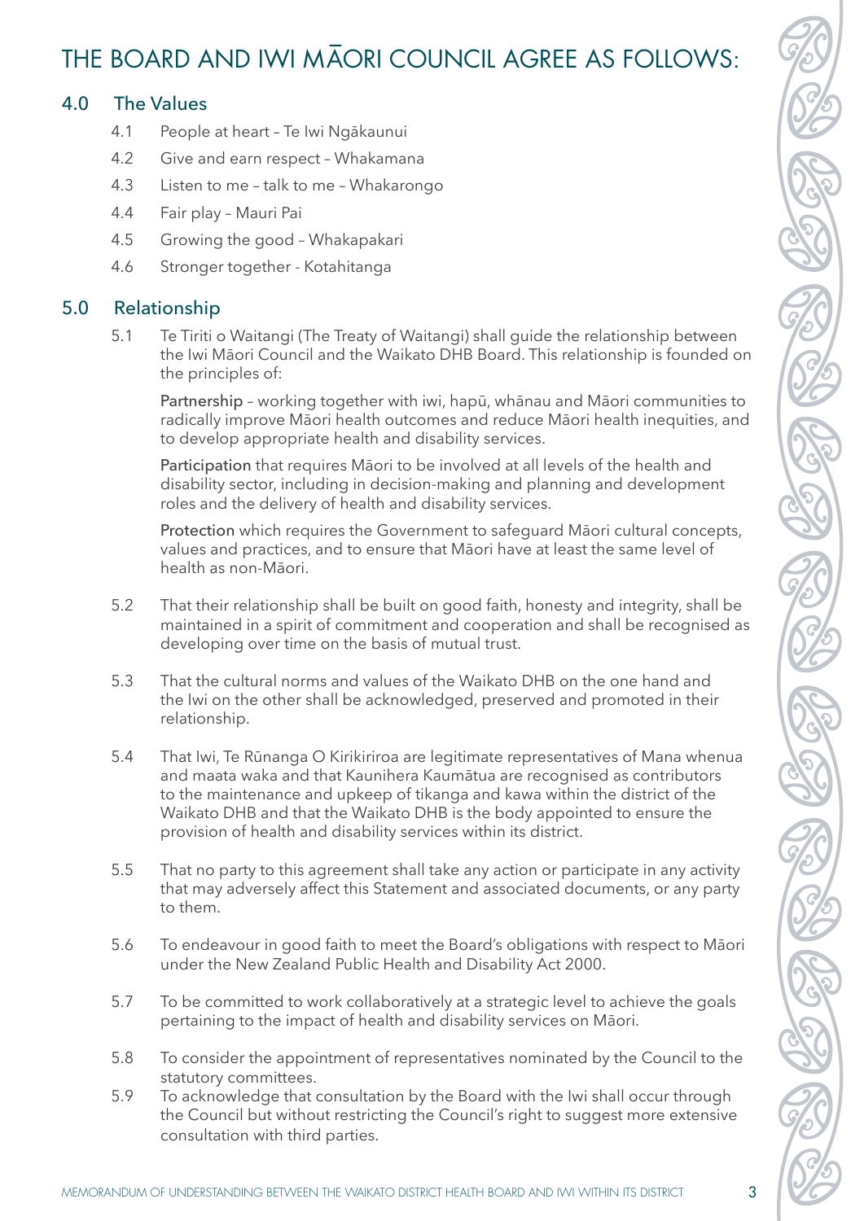# THE BOARD AND IWI MĀORI COUNCIL AGREE AS FOLLOWS:

## 4.0 The Values

4.1 People at heart – Te Iwi Ngākaunui

4.2 Give and earn respect – Whakamana

4.3 Listen to me – talk to me – Whakarongo

4.4 Fair play – Mauri Pai

4.5 Growing the good – Whakapakari

4.6 Stronger together - Kotahitanga

## 5.0 Relationship

5.1 Te Tiriti o Waitangi (The Treaty of Waitangi) shall guide the relationship between the Iwi Māori Council and the Waikato DHB Board. This relationship is founded on the principles of:

Partnership – working together with iwi, hapū, whānau and Māori communities to radically improve Māori health outcomes and reduce Māori health inequities, and to develop appropriate health and disability services.

Participation that requires Māori to be involved at all levels of the health and disability sector, including in decision-making and planning and development roles and the delivery of health and disability services.

Protection which requires the Government to safeguard Māori cultural concepts, values and practices, and to ensure that Māori have at least the same level of health as non-Māori.

5.2 That their relationship shall be built on good faith, honesty and integrity, shall be maintained in a spirit of commitment and cooperation and shall be recognised as developing over time on the basis of mutual trust.

5.3 That the cultural norms and values of the Waikato DHB on the one hand and the Iwi on the other shall be acknowledged, preserved and promoted in their relationship.

5.4 That Iwi, Te Rūnanga O Kirikiriroa are legitimate representatives of Mana whenua and maata waka and that Kaunihera Kaumātua are recognised as contributors to the maintenance and upkeep of tikanga and kawa within the district of the Waikato DHB and that the Waikato DHB is the body appointed to ensure the provision of health and disability services within its district.

5.5 That no party to this agreement shall take any action or participate in any activity that may adversely affect this Statement and associated documents, or any party to them.

5.6 To endeavour in good faith to meet the Board's obligations with respect to Māori under the New Zealand Public Health and Disability Act 2000.

5.7 To be committed to work collaboratively at a strategic level to achieve the goals pertaining to the impact of health and disability services on Māori.

5.8 To consider the appointment of representatives nominated by the Council to the statutory committees.

5.9 To acknowledge that consultation by the Board with the Iwi shall occur through the Council but without restricting the Council's right to suggest more extensive consultation with third parties.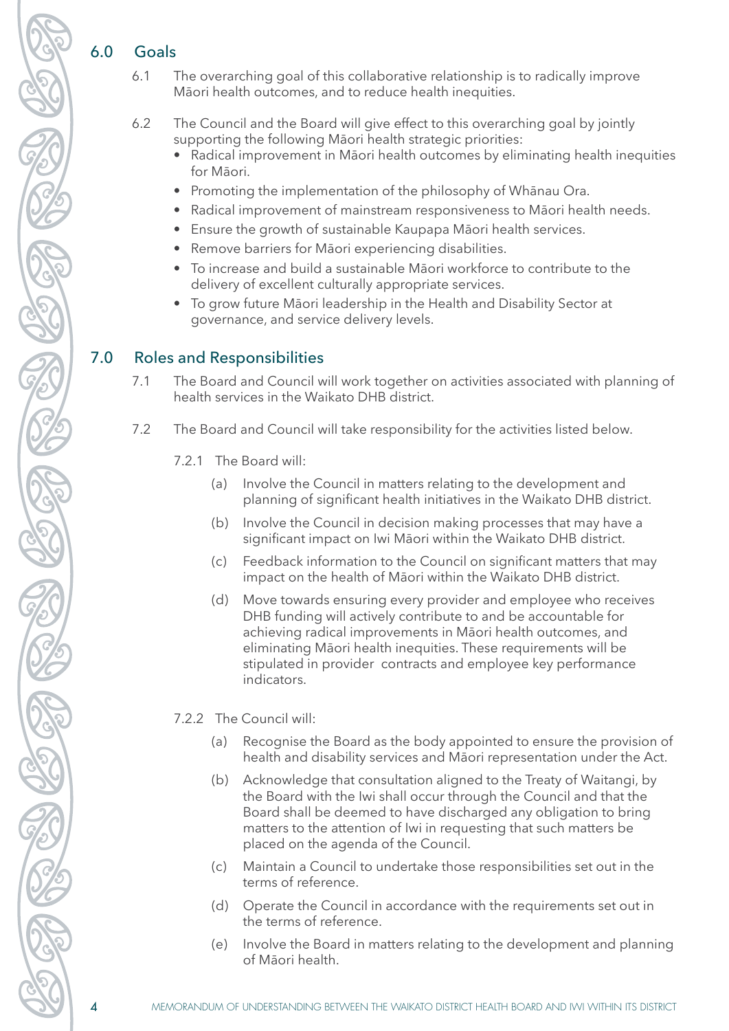## 6.0 Goals

6.1 The overarching goal of this collaborative relationship is to radically improve Māori health outcomes, and to reduce health inequities.

6.2 The Council and the Board will give effect to this overarching goal by jointly supporting the following Māori health strategic priorities:

- Radical improvement in Māori health outcomes by eliminating health inequities for Māori.
- Promoting the implementation of the philosophy of Whānau Ora.
- Radical improvement of mainstream responsiveness to Māori health needs.
- Ensure the growth of sustainable Kaupapa Māori health services.
- Remove barriers for Māori experiencing disabilities.
- To increase and build a sustainable Māori workforce to contribute to the delivery of excellent culturally appropriate services.
- To grow future Māori leadership in the Health and Disability Sector at governance, and service delivery levels.

## 7.0 Roles and Responsibilities

7.1 The Board and Council will work together on activities associated with planning of health services in the Waikato DHB district.

7.2 The Board and Council will take responsibility for the activities listed below.

7.2.1 The Board will:

(a) Involve the Council in matters relating to the development and planning of significant health initiatives in the Waikato DHB district.

(b) Involve the Council in decision making processes that may have a significant impact on Iwi Māori within the Waikato DHB district.

(c) Feedback information to the Council on significant matters that may impact on the health of Māori within the Waikato DHB district.

(d) Move towards ensuring every provider and employee who receives DHB funding will actively contribute to and be accountable for achieving radical improvements in Māori health outcomes, and eliminating Māori health inequities. These requirements will be stipulated in provider contracts and employee key performance indicators.

7.2.2 The Council will:

(a) Recognise the Board as the body appointed to ensure the provision of health and disability services and Māori representation under the Act.

(b) Acknowledge that consultation aligned to the Treaty of Waitangi, by the Board with the Iwi shall occur through the Council and that the Board shall be deemed to have discharged any obligation to bring matters to the attention of Iwi in requesting that such matters be placed on the agenda of the Council.

(c) Maintain a Council to undertake those responsibilities set out in the terms of reference.

(d) Operate the Council in accordance with the requirements set out in the terms of reference.

(e) Involve the Board in matters relating to the development and planning of Māori health.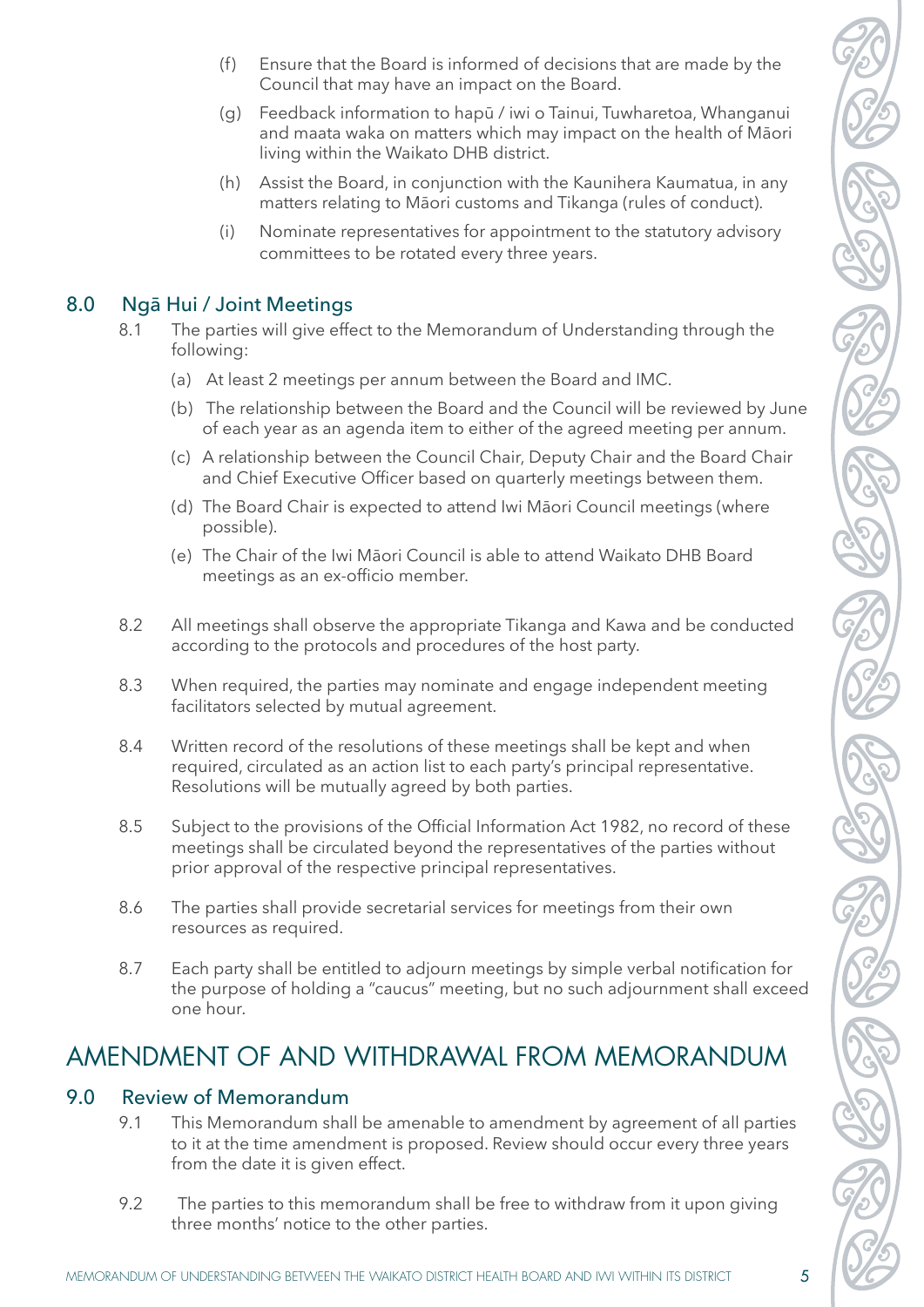(f) Ensure that the Board is informed of decisions that are made by the Council that may have an impact on the Board.

(g) Feedback information to hapū / iwi o Tainui, Tuwharetoa, Whanganui and maata waka on matters which may impact on the health of Māori living within the Waikato DHB district.

(h) Assist the Board, in conjunction with the Kaunihera Kaumatua, in any matters relating to Māori customs and Tikanga (rules of conduct).

(i) Nominate representatives for appointment to the statutory advisory committees to be rotated every three years.

### 8.0 Ngā Hui / Joint Meetings

8.1 The parties will give effect to the Memorandum of Understanding through the following:

(a) At least 2 meetings per annum between the Board and IMC.

(b) The relationship between the Board and the Council will be reviewed by June of each year as an agenda item to either of the agreed meeting per annum.

(c) A relationship between the Council Chair, Deputy Chair and the Board Chair and Chief Executive Officer based on quarterly meetings between them.

(d) The Board Chair is expected to attend Iwi Māori Council meetings (where possible).

(e) The Chair of the Iwi Māori Council is able to attend Waikato DHB Board meetings as an ex-officio member.

8.2 All meetings shall observe the appropriate Tikanga and Kawa and be conducted according to the protocols and procedures of the host party.

8.3 When required, the parties may nominate and engage independent meeting facilitators selected by mutual agreement.

8.4 Written record of the resolutions of these meetings shall be kept and when required, circulated as an action list to each party's principal representative. Resolutions will be mutually agreed by both parties.

8.5 Subject to the provisions of the Official Information Act 1982, no record of these meetings shall be circulated beyond the representatives of the parties without prior approval of the respective principal representatives.

8.6 The parties shall provide secretarial services for meetings from their own resources as required.

8.7 Each party shall be entitled to adjourn meetings by simple verbal notification for the purpose of holding a "caucus" meeting, but no such adjournment shall exceed one hour.

## AMENDMENT OF AND WITHDRAWAL FROM MEMORANDUM

### 9.0 Review of Memorandum

9.1 This Memorandum shall be amenable to amendment by agreement of all parties to it at the time amendment is proposed. Review should occur every three years from the date it is given effect.

9.2 The parties to this memorandum shall be free to withdraw from it upon giving three months' notice to the other parties.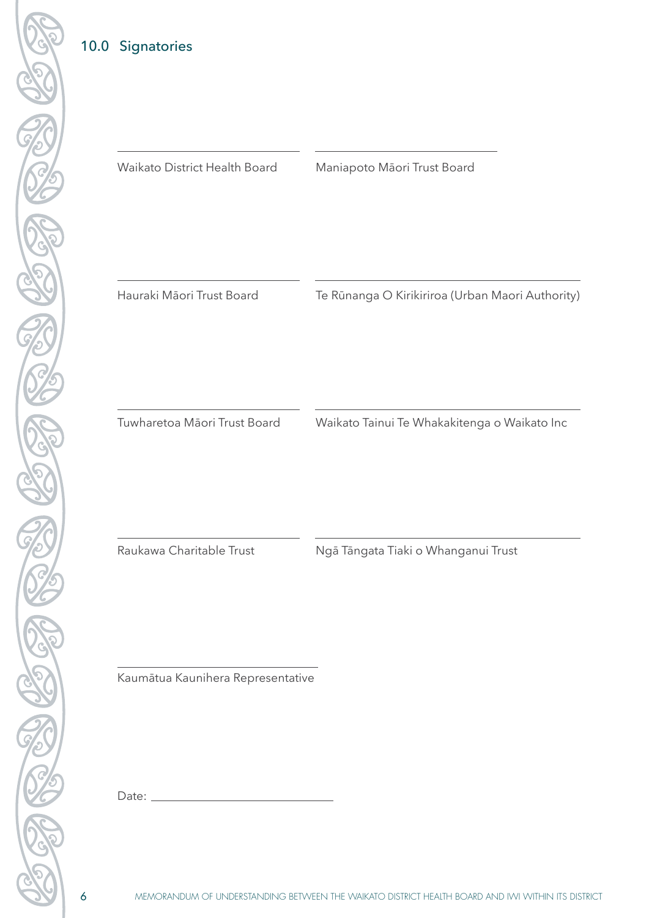## 10.0 Signatories

| | |
|---|---|
| ______________________ | ______________________ |
| Waikato District Health Board | Maniapoto Māori Trust Board |
| ______________________ | ______________________ |
| Hauraki Māori Trust Board | Te Rūnanga O Kirikiriroa (Urban Maori Authority) |
| ______________________ | ______________________ |
| Tuwharetoa Māori Trust Board | Waikato Tainui Te Whakakitenga o Waikato Inc |
| ______________________ | ______________________ |
| Raukawa Charitable Trust | Ngā Tāngata Tiaki o Whanganui Trust |

______________________

Kaumātua Kaunihera Representative

Date: ______________________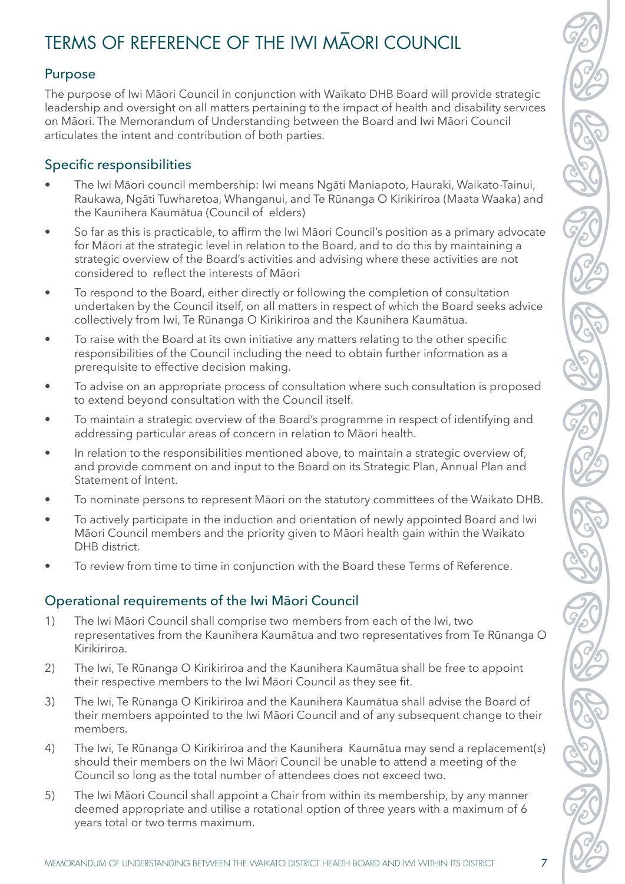# TERMS OF REFERENCE OF THE IWI MĀORI COUNCIL

## Purpose

The purpose of Iwi Māori Council in conjunction with Waikato DHB Board will provide strategic leadership and oversight on all matters pertaining to the impact of health and disability services on Māori. The Memorandum of Understanding between the Board and Iwi Māori Council articulates the intent and contribution of both parties.

## Specific responsibilities

- The Iwi Māori council membership: Iwi means Ngāti Maniapoto, Hauraki, Waikato-Tainui, Raukawa, Ngāti Tuwharetoa, Whanganui, and Te Rūnanga O Kirikiriroa (Maata Waaka) and the Kaunihera Kaumātua (Council of elders)
- So far as this is practicable, to affirm the Iwi Māori Council's position as a primary advocate for Māori at the strategic level in relation to the Board, and to do this by maintaining a strategic overview of the Board's activities and advising where these activities are not considered to reflect the interests of Māori
- To respond to the Board, either directly or following the completion of consultation undertaken by the Council itself, on all matters in respect of which the Board seeks advice collectively from Iwi, Te Rūnanga O Kirikiriroa and the Kaunihera Kaumātua.
- To raise with the Board at its own initiative any matters relating to the other specific responsibilities of the Council including the need to obtain further information as a prerequisite to effective decision making.
- To advise on an appropriate process of consultation where such consultation is proposed to extend beyond consultation with the Council itself.
- To maintain a strategic overview of the Board's programme in respect of identifying and addressing particular areas of concern in relation to Māori health.
- In relation to the responsibilities mentioned above, to maintain a strategic overview of, and provide comment on and input to the Board on its Strategic Plan, Annual Plan and Statement of Intent.
- To nominate persons to represent Māori on the statutory committees of the Waikato DHB.
- To actively participate in the induction and orientation of newly appointed Board and Iwi Māori Council members and the priority given to Māori health gain within the Waikato DHB district.
- To review from time to time in conjunction with the Board these Terms of Reference.

## Operational requirements of the Iwi Māori Council

1) The Iwi Māori Council shall comprise two members from each of the Iwi, two representatives from the Kaunihera Kaumātua and two representatives from Te Rūnanga O Kirikiriroa.
2) The Iwi, Te Rūnanga O Kirikiriroa and the Kaunihera Kaumātua shall be free to appoint their respective members to the Iwi Māori Council as they see fit.
3) The Iwi, Te Rūnanga O Kirikiriroa and the Kaunihera Kaumātua shall advise the Board of their members appointed to the Iwi Māori Council and of any subsequent change to their members.
4) The Iwi, Te Rūnanga O Kirikiriroa and the Kaunihera Kaumātua may send a replacement(s) should their members on the Iwi Māori Council be unable to attend a meeting of the Council so long as the total number of attendees does not exceed two.
5) The Iwi Māori Council shall appoint a Chair from within its membership, by any manner deemed appropriate and utilise a rotational option of three years with a maximum of 6 years total or two terms maximum.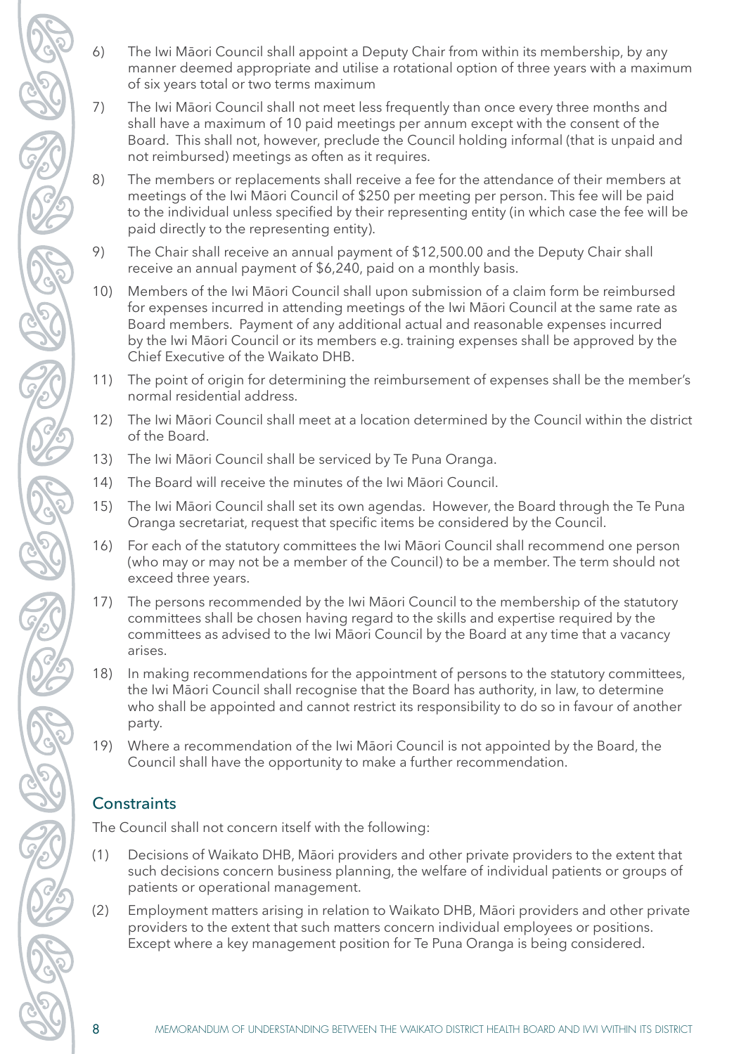6) The Iwi Māori Council shall appoint a Deputy Chair from within its membership, by any manner deemed appropriate and utilise a rotational option of three years with a maximum of six years total or two terms maximum

7) The Iwi Māori Council shall not meet less frequently than once every three months and shall have a maximum of 10 paid meetings per annum except with the consent of the Board. This shall not, however, preclude the Council holding informal (that is unpaid and not reimbursed) meetings as often as it requires.

8) The members or replacements shall receive a fee for the attendance of their members at meetings of the Iwi Māori Council of $250 per meeting per person. This fee will be paid to the individual unless specified by their representing entity (in which case the fee will be paid directly to the representing entity).

9) The Chair shall receive an annual payment of $12,500.00 and the Deputy Chair shall receive an annual payment of $6,240, paid on a monthly basis.

10) Members of the Iwi Māori Council shall upon submission of a claim form be reimbursed for expenses incurred in attending meetings of the Iwi Māori Council at the same rate as Board members. Payment of any additional actual and reasonable expenses incurred by the Iwi Māori Council or its members e.g. training expenses shall be approved by the Chief Executive of the Waikato DHB.

11) The point of origin for determining the reimbursement of expenses shall be the member's normal residential address.

12) The Iwi Māori Council shall meet at a location determined by the Council within the district of the Board.

13) The Iwi Māori Council shall be serviced by Te Puna Oranga.

14) The Board will receive the minutes of the Iwi Māori Council.

15) The Iwi Māori Council shall set its own agendas. However, the Board through the Te Puna Oranga secretariat, request that specific items be considered by the Council.

16) For each of the statutory committees the Iwi Māori Council shall recommend one person (who may or may not be a member of the Council) to be a member. The term should not exceed three years.

17) The persons recommended by the Iwi Māori Council to the membership of the statutory committees shall be chosen having regard to the skills and expertise required by the committees as advised to the Iwi Māori Council by the Board at any time that a vacancy arises.

18) In making recommendations for the appointment of persons to the statutory committees, the Iwi Māori Council shall recognise that the Board has authority, in law, to determine who shall be appointed and cannot restrict its responsibility to do so in favour of another party.

19) Where a recommendation of the Iwi Māori Council is not appointed by the Board, the Council shall have the opportunity to make a further recommendation.

## Constraints

The Council shall not concern itself with the following:

(1) Decisions of Waikato DHB, Māori providers and other private providers to the extent that such decisions concern business planning, the welfare of individual patients or groups of patients or operational management.

(2) Employment matters arising in relation to Waikato DHB, Māori providers and other private providers to the extent that such matters concern individual employees or positions. Except where a key management position for Te Puna Oranga is being considered.